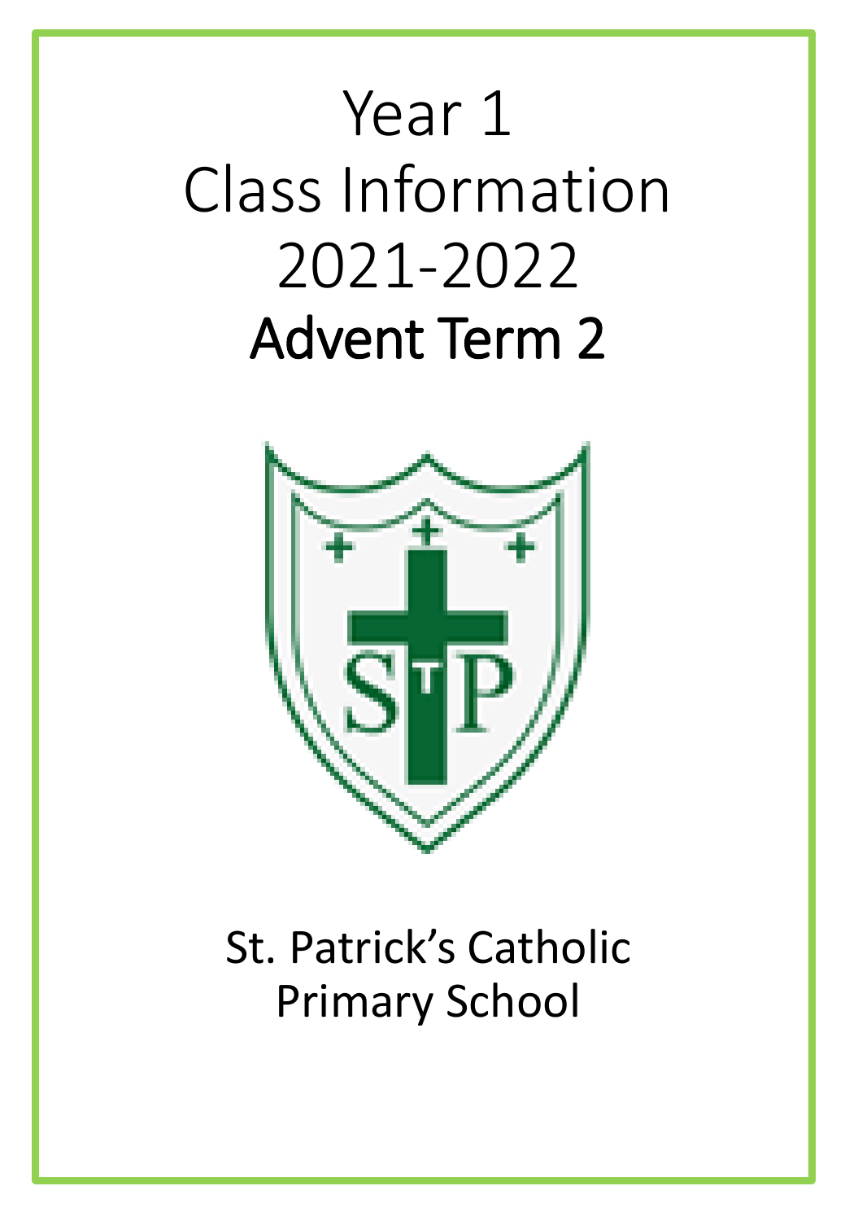# Year 1
# Class Information
# 2021-2022
## Advent Term 2

St. Patrick's Catholic Primary School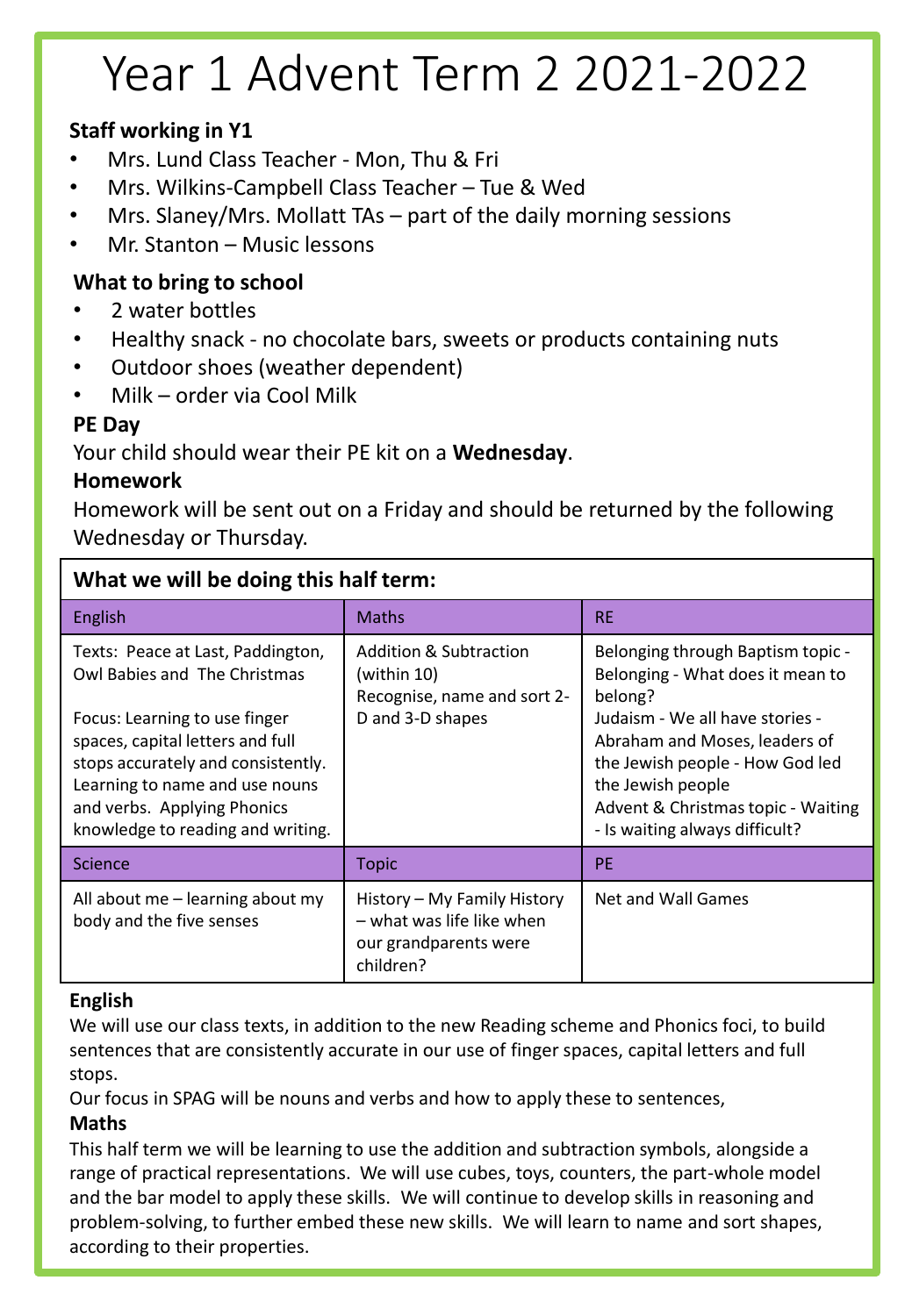# Year 1 Advent Term 2 2021-2022

**Staff working in Y1**

- Mrs. Lund Class Teacher - Mon, Thu & Fri
- Mrs. Wilkins-Campbell Class Teacher – Tue & Wed
- Mrs. Slaney/Mrs. Mollatt TAs – part of the daily morning sessions
- Mr. Stanton – Music lessons

**What to bring to school**

- 2 water bottles
- Healthy snack - no chocolate bars, sweets or products containing nuts
- Outdoor shoes (weather dependent)
- Milk – order via Cool Milk

**PE Day**

Your child should wear their PE kit on a **Wednesday**.

**Homework**

Homework will be sent out on a Friday and should be returned by the following Wednesday or Thursday.

**What we will be doing this half term:**

| English | Maths | RE |
|---|---|---|
| Texts: Peace at Last, Paddington, Owl Babies and The Christmas<br><br>Focus: Learning to use finger spaces, capital letters and full stops accurately and consistently. Learning to name and use nouns and verbs. Applying Phonics knowledge to reading and writing. | Addition & Subtraction (within 10)<br>Recognise, name and sort 2-D and 3-D shapes | Belonging through Baptism topic - Belonging - What does it mean to belong?<br>Judaism - We all have stories - Abraham and Moses, leaders of the Jewish people - How God led the Jewish people<br>Advent & Christmas topic - Waiting - Is waiting always difficult? |
| **Science** | **Topic** | **PE** |
| All about me – learning about my body and the five senses | History – My Family History – what was life like when our grandparents were children? | Net and Wall Games |

**English**

We will use our class texts, in addition to the new Reading scheme and Phonics foci, to build sentences that are consistently accurate in our use of finger spaces, capital letters and full stops.

Our focus in SPAG will be nouns and verbs and how to apply these to sentences,

**Maths**

This half term we will be learning to use the addition and subtraction symbols, alongside a range of practical representations. We will use cubes, toys, counters, the part-whole model and the bar model to apply these skills. We will continue to develop skills in reasoning and problem-solving, to further embed these new skills. We will learn to name and sort shapes, according to their properties.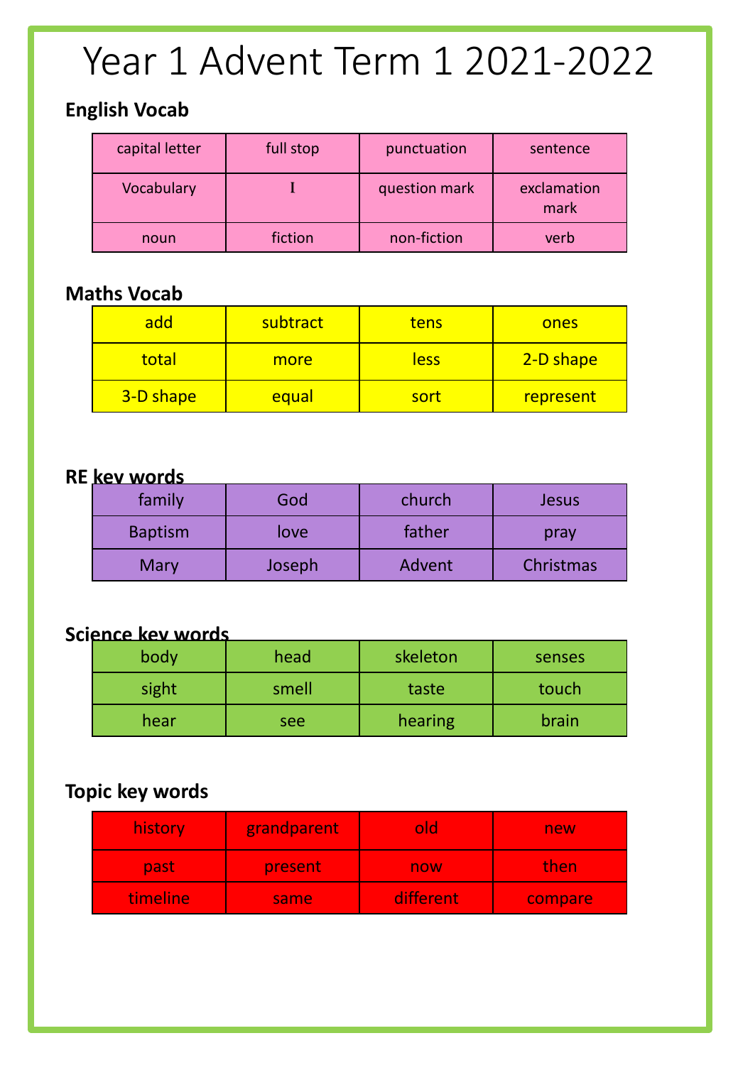# Year 1 Advent Term 1 2021-2022

## English Vocab

| | | | |
|---|---|---|---|
| capital letter | full stop | punctuation | sentence |
| Vocabulary | I | question mark | exclamation mark |
| noun | fiction | non-fiction | verb |

## Maths Vocab

| | | | |
|---|---|---|---|
| add | subtract | tens | ones |
| total | more | less | 2-D shape |
| 3-D shape | equal | sort | represent |

## RE key words

| | | | |
|---|---|---|---|
| family | God | church | Jesus |
| Baptism | love | father | pray |
| Mary | Joseph | Advent | Christmas |

## Science key words

| | | | |
|---|---|---|---|
| body | head | skeleton | senses |
| sight | smell | taste | touch |
| hear | see | hearing | brain |

## Topic key words

| | | | |
|---|---|---|---|
| history | grandparent | old | new |
| past | present | now | then |
| timeline | same | different | compare |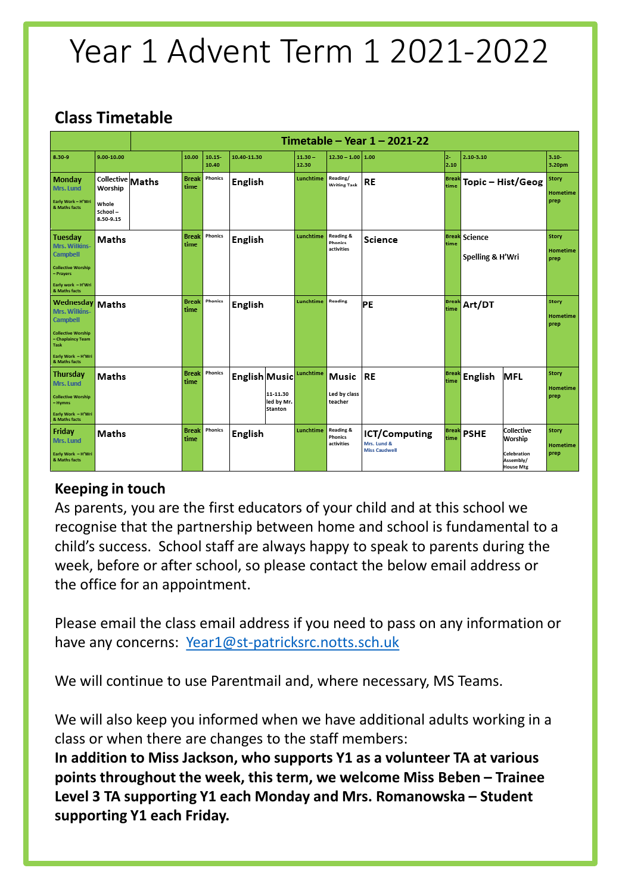# Year 1 Advent Term 1 2021-2022

## Class Timetable

| | Timetable – Year 1 – 2021-22 | | | | | | | | | | | | | |
|---|---|---|---|---|---|---|---|---|---|---|---|---|---|---|
| 8.30-9 | 9.00-10.00 | | 10.00 | 10.15-10.40 | 10.40-11.30 | | 11.30 – 12.30 | 12.30 – 1.00 | 1.00 | 2-2.10 | 2.10-3.10 | | 3.10-3.20pm |
| **Monday** Mrs. Lund<br>Early Work – H'Wri & Maths facts | Collective Worship<br>Whole School – 8.50-9.15 | **Maths** | Break time | Phonics | **English** | | Lunchtime | Reading/ Writing Task | **RE** | Break time | **Topic – Hist/Geog** | | Story<br>Hometime prep |
| **Tuesday** Mrs. Wilkins-Campbell<br>Collective Worship – Prayers<br>Early work – H'Wri & Maths facts | **Maths** | | Break time | Phonics | **English** | | Lunchtime | Reading & Phonics activities | **Science** | Break time | Science<br>Spelling & H'Wri | | Story<br>Hometime prep |
| **Wednesday** Mrs. Wilkins-Campbell<br>Collective Worship – Chaplaincy Team Task<br>Early Work – H'Wri & Maths facts | **Maths** | | Break time | Phonics | **English** | | Lunchtime | Reading | **PE** | Break time | **Art/DT** | | Story<br>Hometime prep |
| **Thursday** Mrs. Lund<br>Collective Worship – Hymns<br>Early Work – H'Wri & Maths facts | **Maths** | | Break time | Phonics | **English** | **Music**<br>11-11.30 led by Mr. Stanton | Lunchtime | **Music**<br>Led by class teacher | **RE** | Break time | **English** | **MFL** | Story<br>Hometime prep |
| **Friday** Mrs. Lund<br>Early Work – H'Wri & Maths facts | **Maths** | | Break time | Phonics | **English** | | Lunchtime | Reading & Phonics activities | **ICT/Computing**<br>Mrs. Lund & Miss Caudwell | Break time | **PSHE** | Collective Worship<br>Celebration Assembly/ House Mtg | Story<br>Hometime prep |

### Keeping in touch

As parents, you are the first educators of your child and at this school we recognise that the partnership between home and school is fundamental to a child's success. School staff are always happy to speak to parents during the week, before or after school, so please contact the below email address or the office for an appointment.

Please email the class email address if you need to pass on any information or have any concerns: Year1@st-patricksrc.notts.sch.uk

We will continue to use Parentmail and, where necessary, MS Teams.

We will also keep you informed when we have additional adults working in a class or when there are changes to the staff members:
**In addition to Miss Jackson, who supports Y1 as a volunteer TA at various points throughout the week, this term, we welcome Miss Beben – Trainee Level 3 TA supporting Y1 each Monday and Mrs. Romanowska – Student supporting Y1 each Friday.**